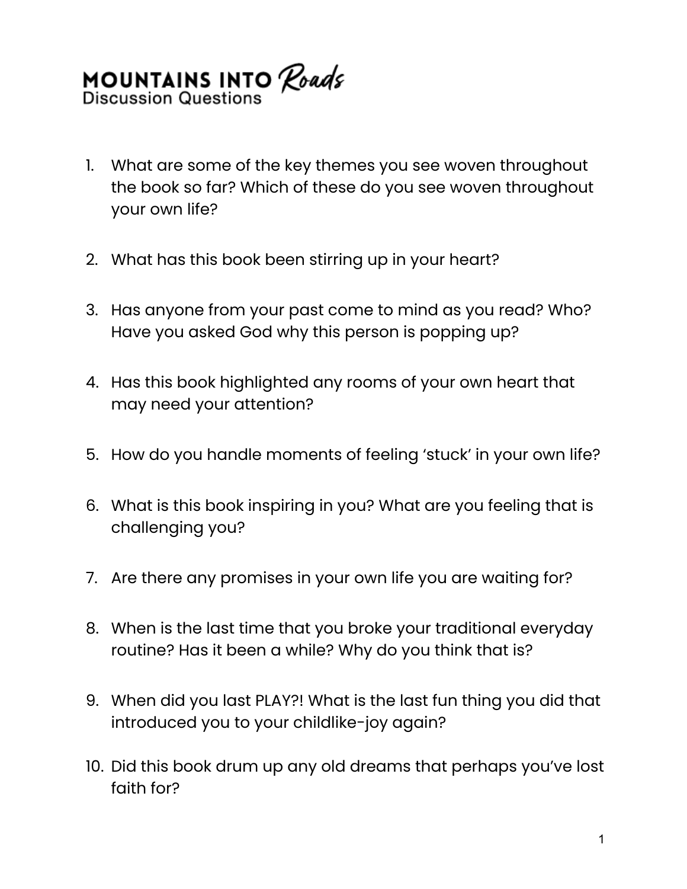# MOUNTAINS INTO *Roads*

## Discussion Questions

1. What are some of the key themes you see woven throughout the book so far? Which of these do you see woven throughout your own life?

2. What has this book been stirring up in your heart?

3. Has anyone from your past come to mind as you read? Who? Have you asked God why this person is popping up?

4. Has this book highlighted any rooms of your own heart that may need your attention?

5. How do you handle moments of feeling 'stuck' in your own life?

6. What is this book inspiring in you? What are you feeling that is challenging you?

7. Are there any promises in your own life you are waiting for?

8. When is the last time that you broke your traditional everyday routine? Has it been a while? Why do you think that is?

9. When did you last PLAY?! What is the last fun thing you did that introduced you to your childlike-joy again?

10. Did this book drum up any old dreams that perhaps you've lost faith for?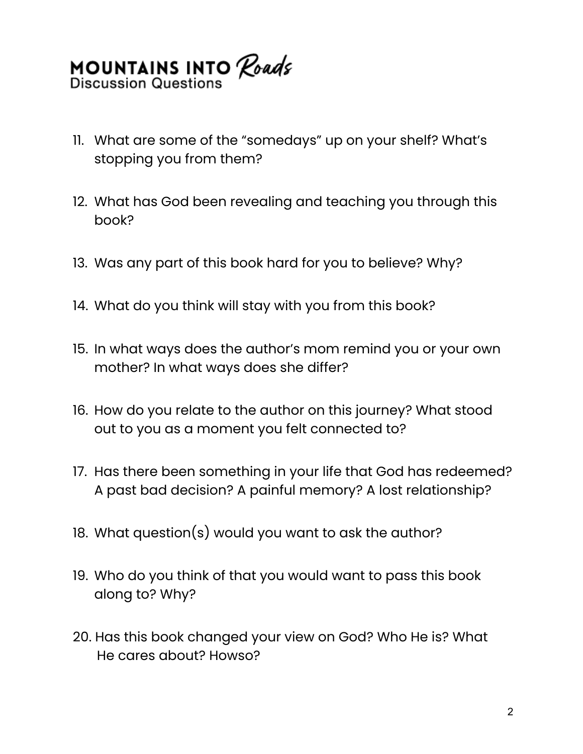# MOUNTAINS INTO *Roads*
Discussion Questions

11. What are some of the "somedays" up on your shelf? What's stopping you from them?
12. What has God been revealing and teaching you through this book?
13. Was any part of this book hard for you to believe? Why?
14. What do you think will stay with you from this book?
15. In what ways does the author's mom remind you or your own mother? In what ways does she differ?
16. How do you relate to the author on this journey? What stood out to you as a moment you felt connected to?
17. Has there been something in your life that God has redeemed? A past bad decision? A painful memory? A lost relationship?
18. What question(s) would you want to ask the author?
19. Who do you think of that you would want to pass this book along to? Why?
20. Has this book changed your view on God? Who He is? What He cares about? Howso?